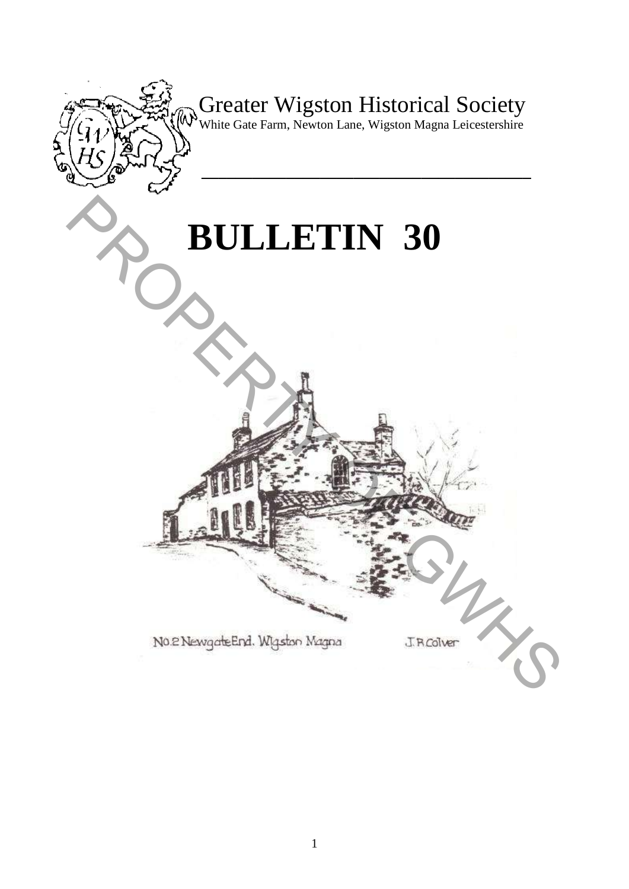# Greater Wigston Historical Society

White Gate Farm, Newton Lane, Wigston Magna Leicestershire

# BULLETIN 30

No.2 Newgate End. Wigston Magna J.R.Colver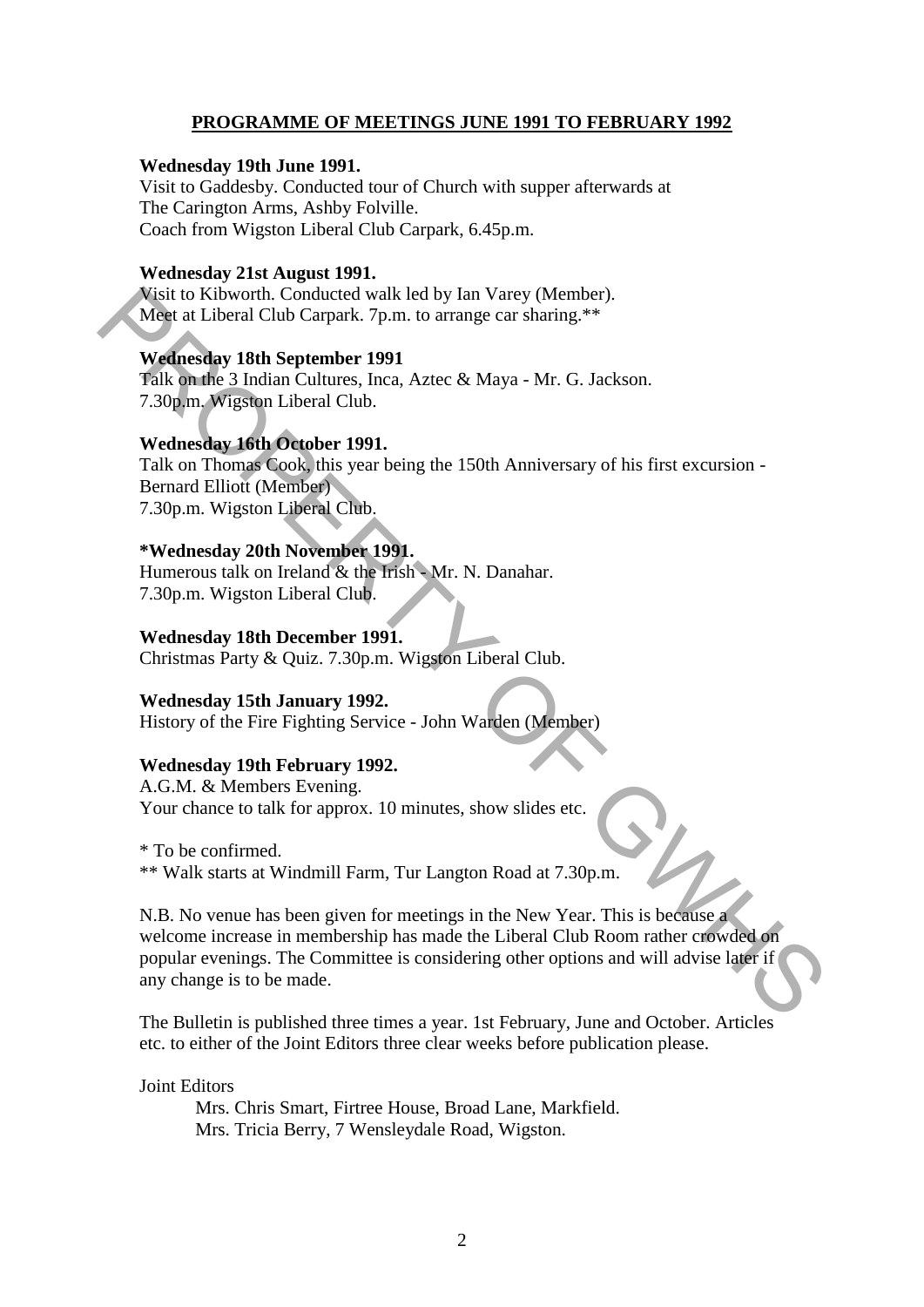## PROGRAMME OF MEETINGS JUNE 1991 TO FEBRUARY 1992

**Wednesday 19th June 1991.**
Visit to Gaddesby. Conducted tour of Church with supper afterwards at The Carington Arms, Ashby Folville.
Coach from Wigston Liberal Club Carpark, 6.45p.m.

**Wednesday 21st August 1991.**
Visit to Kibworth. Conducted walk led by Ian Varey (Member).
Meet at Liberal Club Carpark. 7p.m. to arrange car sharing.**

**Wednesday 18th September 1991**
Talk on the 3 Indian Cultures, Inca, Aztec & Maya - Mr. G. Jackson.
7.30p.m. Wigston Liberal Club.

**Wednesday 16th October 1991.**
Talk on Thomas Cook, this year being the 150th Anniversary of his first excursion - Bernard Elliott (Member)
7.30p.m. Wigston Liberal Club.

***Wednesday 20th November 1991.**
Humerous talk on Ireland & the Irish - Mr. N. Danahar.
7.30p.m. Wigston Liberal Club.

**Wednesday 18th December 1991.**
Christmas Party & Quiz. 7.30p.m. Wigston Liberal Club.

**Wednesday 15th January 1992.**
History of the Fire Fighting Service - John Warden (Member)

**Wednesday 19th February 1992.**
A.G.M. & Members Evening.
Your chance to talk for approx. 10 minutes, show slides etc.

* To be confirmed.
** Walk starts at Windmill Farm, Tur Langton Road at 7.30p.m.

N.B. No venue has been given for meetings in the New Year. This is because a welcome increase in membership has made the Liberal Club Room rather crowded on popular evenings. The Committee is considering other options and will advise later if any change is to be made.

The Bulletin is published three times a year. 1st February, June and October. Articles etc. to either of the Joint Editors three clear weeks before publication please.

Joint Editors

Mrs. Chris Smart, Firtree House, Broad Lane, Markfield.
Mrs. Tricia Berry, 7 Wensleydale Road, Wigston.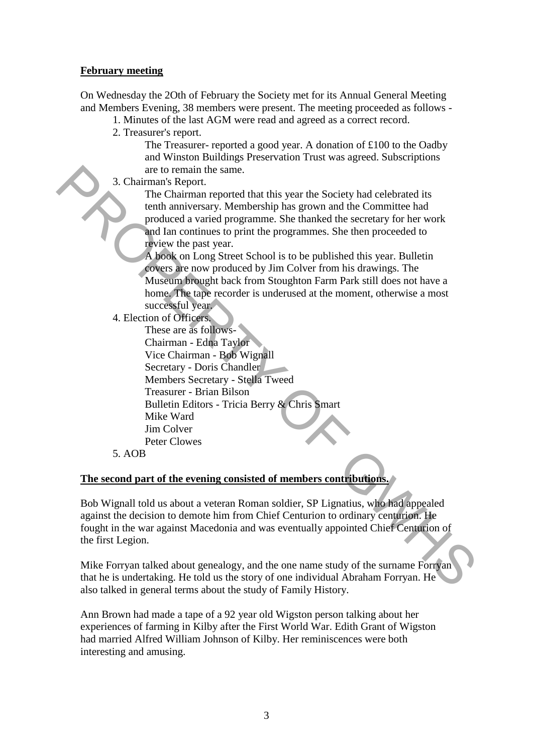**February meeting**

On Wednesday the 2Oth of February the Society met for its Annual General Meeting and Members Evening, 38 members were present. The meeting proceeded as follows -

1. Minutes of the last AGM were read and agreed as a correct record.
2. Treasurer's report.

   The Treasurer- reported a good year. A donation of £100 to the Oadby and Winston Buildings Preservation Trust was agreed. Subscriptions are to remain the same.
3. Chairman's Report.

   The Chairman reported that this year the Society had celebrated its tenth anniversary. Membership has grown and the Committee had produced a varied programme. She thanked the secretary for her work and Ian continues to print the programmes. She then proceeded to review the past year.

   A book on Long Street School is to be published this year. Bulletin covers are now produced by Jim Colver from his drawings. The Museum brought back from Stoughton Farm Park still does not have a home. The tape recorder is underused at the moment, otherwise a most successful year.
4. Election of Officers.

   These are as follows-

   Chairman - Edna Taylor
   Vice Chairman - Bob Wignall
   Secretary - Doris Chandler
   Members Secretary - Stella Tweed
   Treasurer - Brian Bilson
   Bulletin Editors - Tricia Berry & Chris Smart
   Mike Ward
   Jim Colver
   Peter Clowes
5. AOB

**The second part of the evening consisted of members contributions.**

Bob Wignall told us about a veteran Roman soldier, SP Lignatius, who had appealed against the decision to demote him from Chief Centurion to ordinary centurion. He fought in the war against Macedonia and was eventually appointed Chief Centurion of the first Legion.

Mike Forryan talked about genealogy, and the one name study of the surname Forryan that he is undertaking. He told us the story of one individual Abraham Forryan. He also talked in general terms about the study of Family History.

Ann Brown had made a tape of a 92 year old Wigston person talking about her experiences of farming in Kilby after the First World War. Edith Grant of Wigston had married Alfred William Johnson of Kilby. Her reminiscences were both interesting and amusing.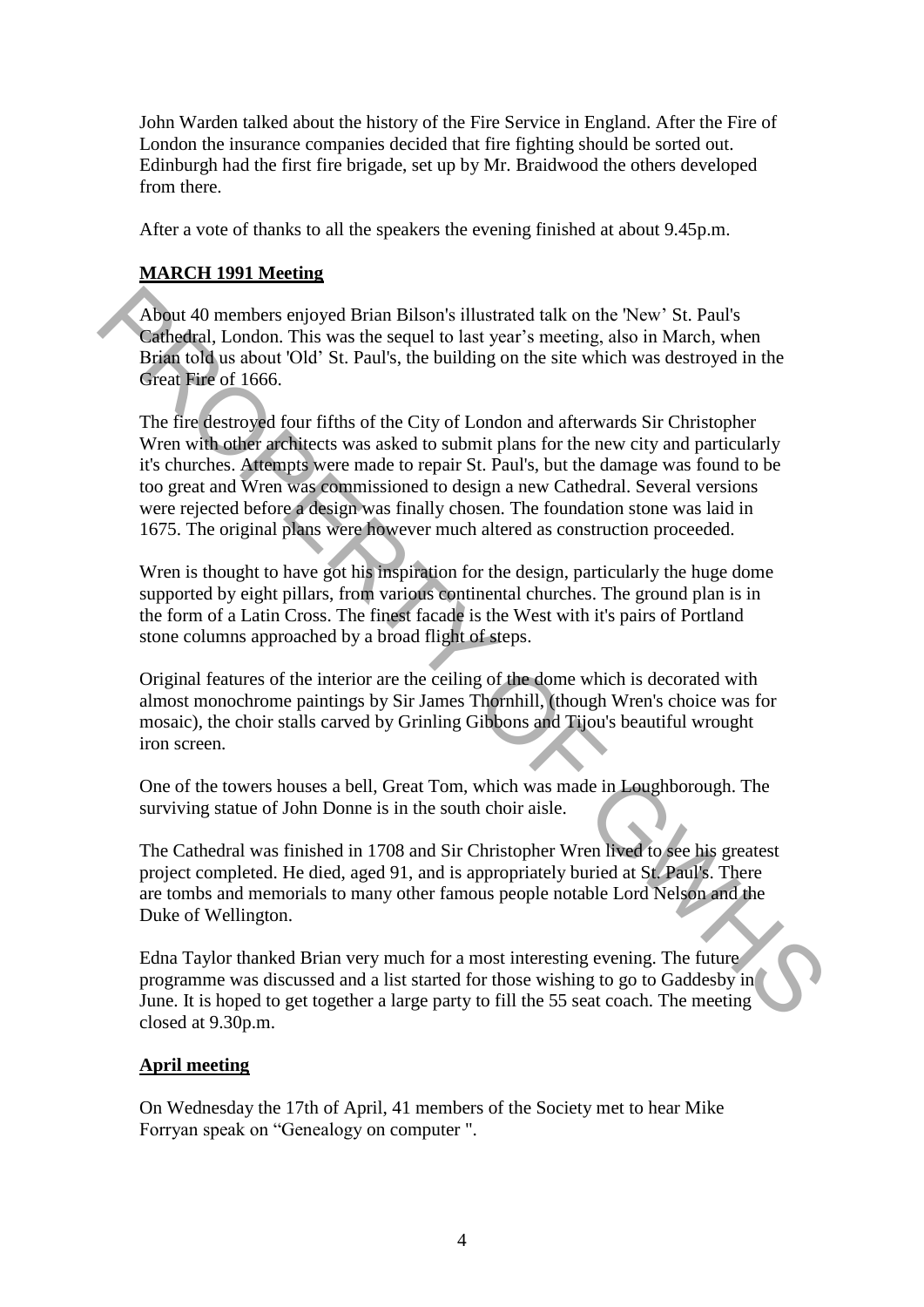John Warden talked about the history of the Fire Service in England. After the Fire of London the insurance companies decided that fire fighting should be sorted out. Edinburgh had the first fire brigade, set up by Mr. Braidwood the others developed from there.

After a vote of thanks to all the speakers the evening finished at about 9.45p.m.

**MARCH 1991 Meeting**

About 40 members enjoyed Brian Bilson's illustrated talk on the 'New' St. Paul's Cathedral, London. This was the sequel to last year's meeting, also in March, when Brian told us about 'Old' St. Paul's, the building on the site which was destroyed in the Great Fire of 1666.

The fire destroyed four fifths of the City of London and afterwards Sir Christopher Wren with other architects was asked to submit plans for the new city and particularly it's churches. Attempts were made to repair St. Paul's, but the damage was found to be too great and Wren was commissioned to design a new Cathedral. Several versions were rejected before a design was finally chosen. The foundation stone was laid in 1675. The original plans were however much altered as construction proceeded.

Wren is thought to have got his inspiration for the design, particularly the huge dome supported by eight pillars, from various continental churches. The ground plan is in the form of a Latin Cross. The finest facade is the West with it's pairs of Portland stone columns approached by a broad flight of steps.

Original features of the interior are the ceiling of the dome which is decorated with almost monochrome paintings by Sir James Thornhill, (though Wren's choice was for mosaic), the choir stalls carved by Grinling Gibbons and Tijou's beautiful wrought iron screen.

One of the towers houses a bell, Great Tom, which was made in Loughborough. The surviving statue of John Donne is in the south choir aisle.

The Cathedral was finished in 1708 and Sir Christopher Wren lived to see his greatest project completed. He died, aged 91, and is appropriately buried at St. Paul's. There are tombs and memorials to many other famous people notable Lord Nelson and the Duke of Wellington.

Edna Taylor thanked Brian very much for a most interesting evening. The future programme was discussed and a list started for those wishing to go to Gaddesby in June. It is hoped to get together a large party to fill the 55 seat coach. The meeting closed at 9.30p.m.

**April meeting**

On Wednesday the 17th of April, 41 members of the Society met to hear Mike Forryan speak on "Genealogy on computer ".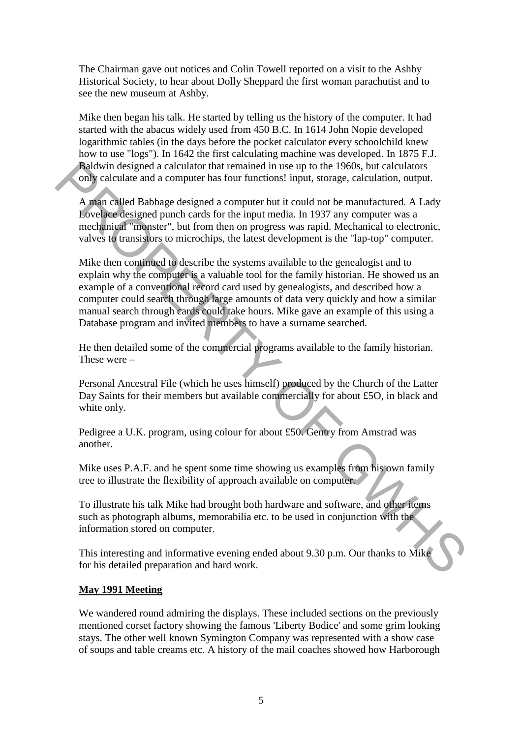The Chairman gave out notices and Colin Towell reported on a visit to the Ashby Historical Society, to hear about Dolly Sheppard the first woman parachutist and to see the new museum at Ashby.

Mike then began his talk. He started by telling us the history of the computer. It had started with the abacus widely used from 450 B.C. In 1614 John Nopie developed logarithmic tables (in the days before the pocket calculator every schoolchild knew how to use "logs"). In 1642 the first calculating machine was developed. In 1875 F.J. Baldwin designed a calculator that remained in use up to the 1960s, but calculators only calculate and a computer has four functions! input, storage, calculation, output.

A man called Babbage designed a computer but it could not be manufactured. A Lady Lovelace designed punch cards for the input media. In 1937 any computer was a mechanical "monster", but from then on progress was rapid. Mechanical to electronic, valves to transistors to microchips, the latest development is the "lap-top" computer.

Mike then continued to describe the systems available to the genealogist and to explain why the computer is a valuable tool for the family historian. He showed us an example of a conventional record card used by genealogists, and described how a computer could search through large amounts of data very quickly and how a similar manual search through cards could take hours. Mike gave an example of this using a Database program and invited members to have a surname searched.

He then detailed some of the commercial programs available to the family historian. These were –

Personal Ancestral File (which he uses himself) produced by the Church of the Latter Day Saints for their members but available commercially for about £5O, in black and white only.

Pedigree a U.K. program, using colour for about £50. Gentry from Amstrad was another.

Mike uses P.A.F. and he spent some time showing us examples from his own family tree to illustrate the flexibility of approach available on computer.

To illustrate his talk Mike had brought both hardware and software, and other items such as photograph albums, memorabilia etc. to be used in conjunction with the information stored on computer.

This interesting and informative evening ended about 9.30 p.m. Our thanks to Mike for his detailed preparation and hard work.

## **May 1991 Meeting**

We wandered round admiring the displays. These included sections on the previously mentioned corset factory showing the famous 'Liberty Bodice' and some grim looking stays. The other well known Symington Company was represented with a show case of soups and table creams etc. A history of the mail coaches showed how Harborough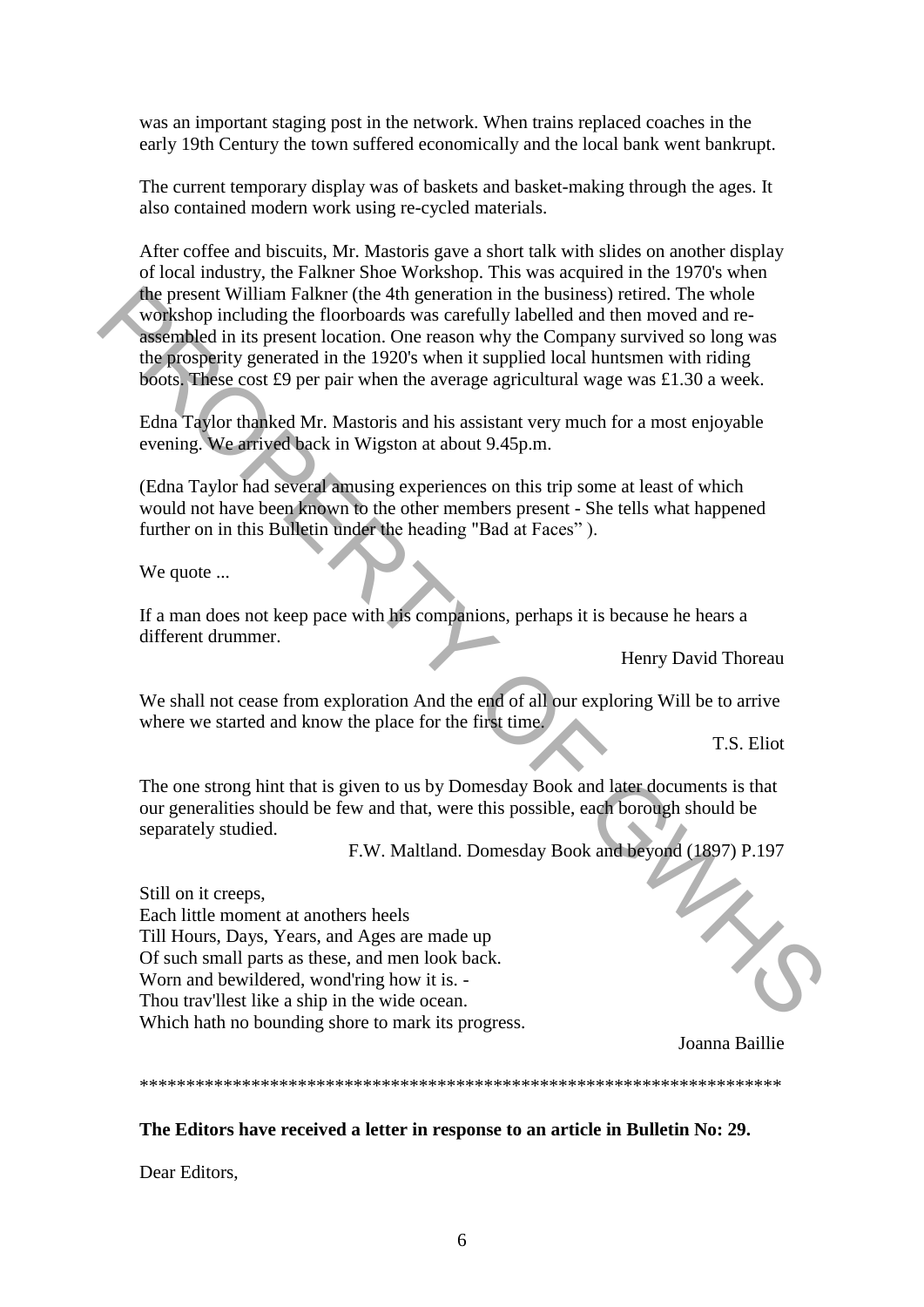was an important staging post in the network. When trains replaced coaches in the early 19th Century the town suffered economically and the local bank went bankrupt.

The current temporary display was of baskets and basket-making through the ages. It also contained modern work using re-cycled materials.

After coffee and biscuits, Mr. Mastoris gave a short talk with slides on another display of local industry, the Falkner Shoe Workshop. This was acquired in the 1970's when the present William Falkner (the 4th generation in the business) retired. The whole workshop including the floorboards was carefully labelled and then moved and re-assembled in its present location. One reason why the Company survived so long was the prosperity generated in the 1920's when it supplied local huntsmen with riding boots. These cost £9 per pair when the average agricultural wage was £1.30 a week.

Edna Taylor thanked Mr. Mastoris and his assistant very much for a most enjoyable evening. We arrived back in Wigston at about 9.45p.m.

(Edna Taylor had several amusing experiences on this trip some at least of which would not have been known to the other members present - She tells what happened further on in this Bulletin under the heading "Bad at Faces" ).

We quote ...

If a man does not keep pace with his companions, perhaps it is because he hears a different drummer.

Henry David Thoreau

We shall not cease from exploration And the end of all our exploring Will be to arrive where we started and know the place for the first time.

T.S. Eliot

The one strong hint that is given to us by Domesday Book and later documents is that our generalities should be few and that, were this possible, each borough should be separately studied.

F.W. Maltland. Domesday Book and beyond (1897) P.197

Still on it creeps,  
Each little moment at anothers heels  
Till Hours, Days, Years, and Ages are made up  
Of such small parts as these, and men look back.  
Worn and bewildered, wond'ring how it is. -  
Thou trav'llest like a ship in the wide ocean.  
Which hath no bounding shore to mark its progress.

Joanna Baillie

************************************************************************

**The Editors have received a letter in response to an article in Bulletin No: 29.**

Dear Editors,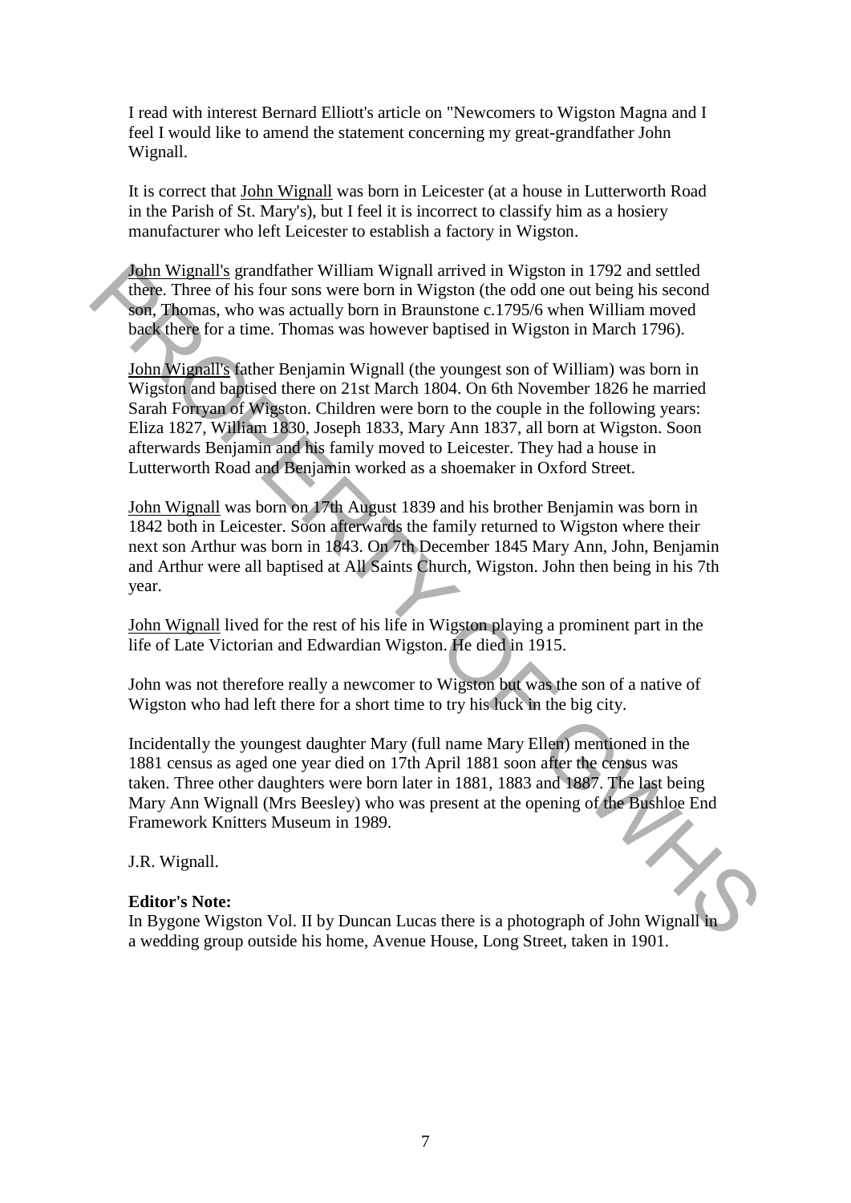I read with interest Bernard Elliott's article on "Newcomers to Wigston Magna and I feel I would like to amend the statement concerning my great-grandfather John Wignall.

It is correct that John Wignall was born in Leicester (at a house in Lutterworth Road in the Parish of St. Mary's), but I feel it is incorrect to classify him as a hosiery manufacturer who left Leicester to establish a factory in Wigston.

John Wignall's grandfather William Wignall arrived in Wigston in 1792 and settled there. Three of his four sons were born in Wigston (the odd one out being his second son, Thomas, who was actually born in Braunstone c.1795/6 when William moved back there for a time. Thomas was however baptised in Wigston in March 1796).

John Wignall's father Benjamin Wignall (the youngest son of William) was born in Wigston and baptised there on 21st March 1804. On 6th November 1826 he married Sarah Forryan of Wigston. Children were born to the couple in the following years: Eliza 1827, William 1830, Joseph 1833, Mary Ann 1837, all born at Wigston. Soon afterwards Benjamin and his family moved to Leicester. They had a house in Lutterworth Road and Benjamin worked as a shoemaker in Oxford Street.

John Wignall was born on 17th August 1839 and his brother Benjamin was born in 1842 both in Leicester. Soon afterwards the family returned to Wigston where their next son Arthur was born in 1843. On 7th December 1845 Mary Ann, John, Benjamin and Arthur were all baptised at All Saints Church, Wigston. John then being in his 7th year.

John Wignall lived for the rest of his life in Wigston playing a prominent part in the life of Late Victorian and Edwardian Wigston. He died in 1915.

John was not therefore really a newcomer to Wigston but was the son of a native of Wigston who had left there for a short time to try his luck in the big city.

Incidentally the youngest daughter Mary (full name Mary Ellen) mentioned in the 1881 census as aged one year died on 17th April 1881 soon after the census was taken. Three other daughters were born later in 1881, 1883 and 1887. The last being Mary Ann Wignall (Mrs Beesley) who was present at the opening of the Bushloe End Framework Knitters Museum in 1989.

J.R. Wignall.

**Editor's Note:**
In Bygone Wigston Vol. II by Duncan Lucas there is a photograph of John Wignall in a wedding group outside his home, Avenue House, Long Street, taken in 1901.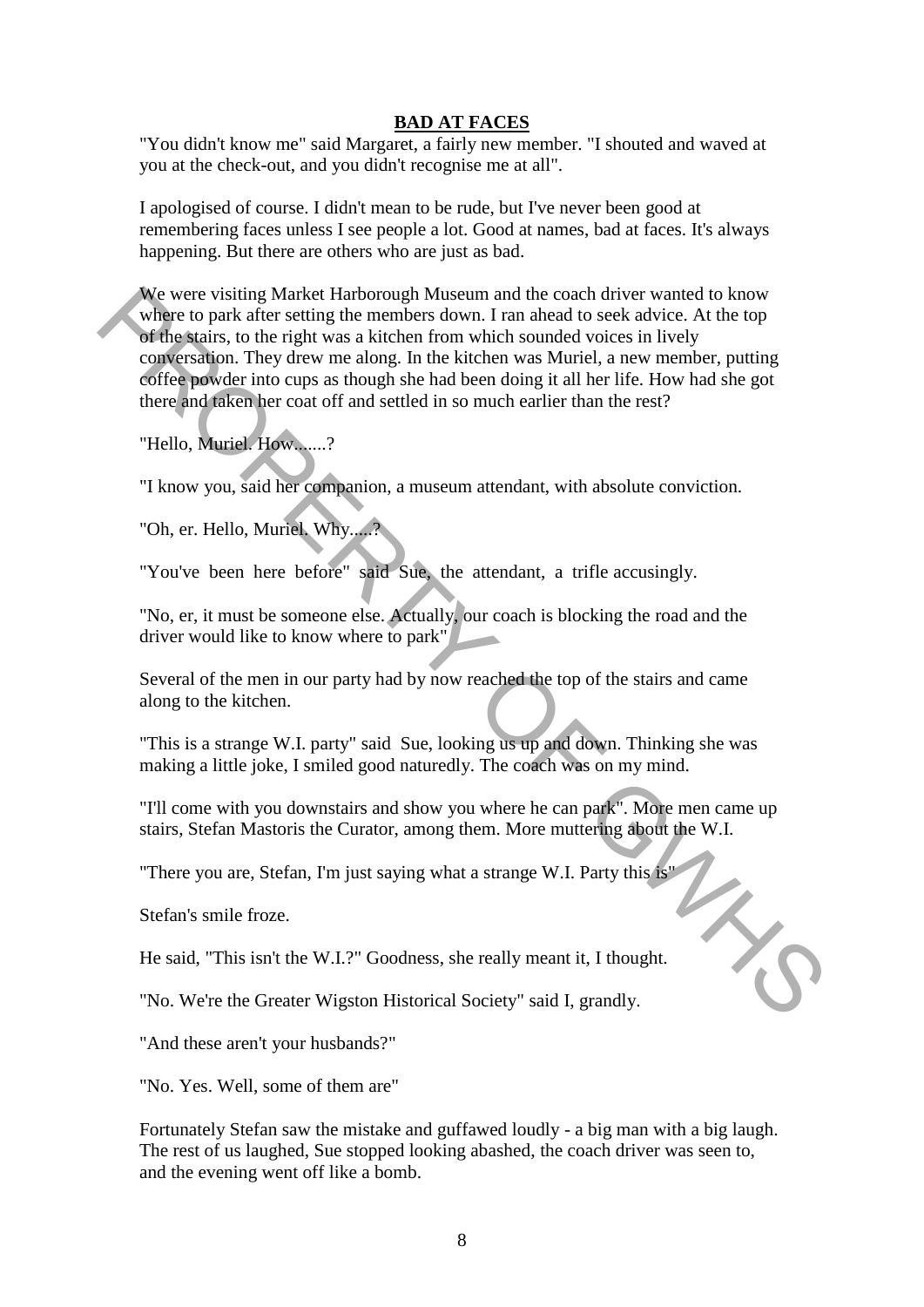# BAD AT FACES

"You didn't know me" said Margaret, a fairly new member. "I shouted and waved at you at the check-out, and you didn't recognise me at all".

I apologised of course. I didn't mean to be rude, but I've never been good at remembering faces unless I see people a lot. Good at names, bad at faces. It's always happening. But there are others who are just as bad.

We were visiting Market Harborough Museum and the coach driver wanted to know where to park after setting the members down. I ran ahead to seek advice. At the top of the stairs, to the right was a kitchen from which sounded voices in lively conversation. They drew me along. In the kitchen was Muriel, a new member, putting coffee powder into cups as though she had been doing it all her life. How had she got there and taken her coat off and settled in so much earlier than the rest?

"Hello, Muriel. How.......?

"I know you, said her companion, a museum attendant, with absolute conviction.

"Oh, er. Hello, Muriel. Why.....?

"You've been here before" said Sue, the attendant, a trifle accusingly.

"No, er, it must be someone else. Actually, our coach is blocking the road and the driver would like to know where to park".

Several of the men in our party had by now reached the top of the stairs and came along to the kitchen.

"This is a strange W.I. party" said Sue, looking us up and down. Thinking she was making a little joke, I smiled good naturedly. The coach was on my mind.

"I'll come with you downstairs and show you where he can park". More men came up stairs, Stefan Mastoris the Curator, among them. More muttering about the W.I.

"There you are, Stefan, I'm just saying what a strange W.I. Party this is"

Stefan's smile froze.

He said, "This isn't the W.I.?" Goodness, she really meant it, I thought.

"No. We're the Greater Wigston Historical Society" said I, grandly.

"And these aren't your husbands?"

"No. Yes. Well, some of them are"

Fortunately Stefan saw the mistake and guffawed loudly - a big man with a big laugh. The rest of us laughed, Sue stopped looking abashed, the coach driver was seen to, and the evening went off like a bomb.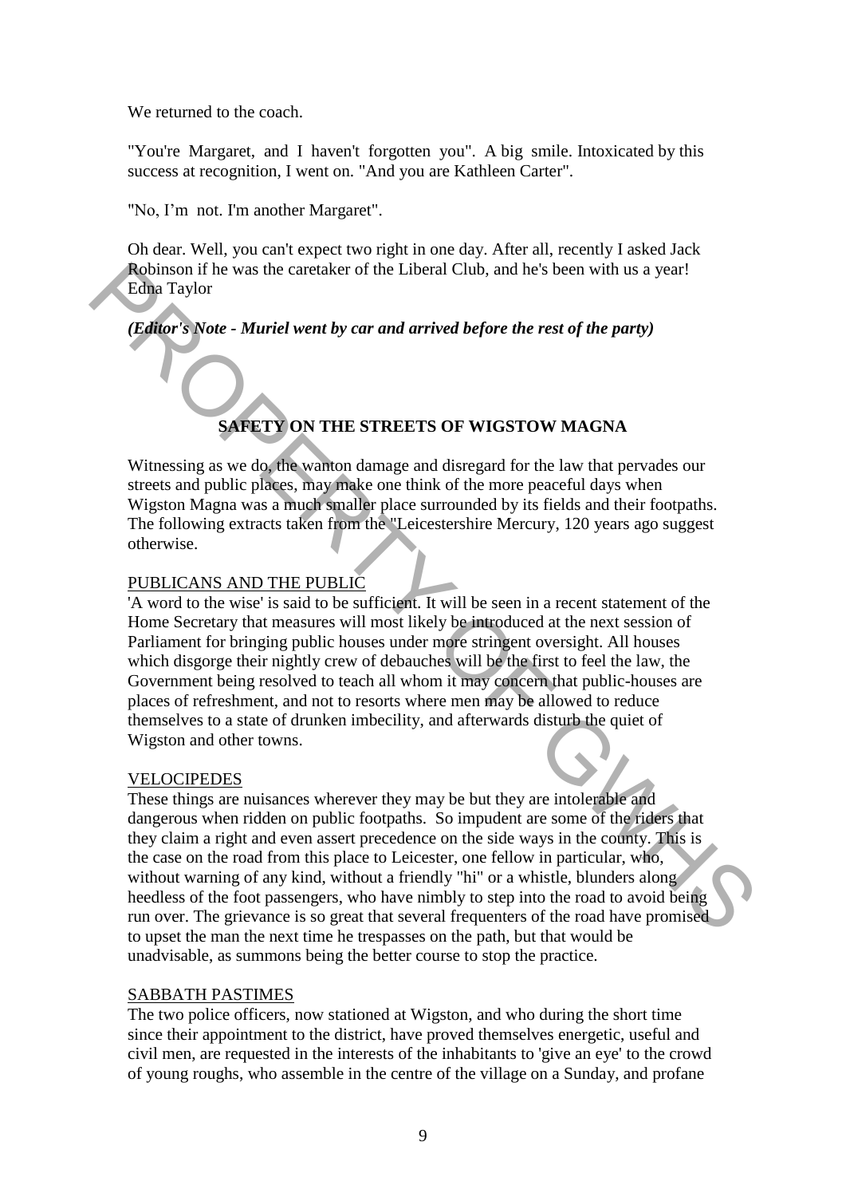We returned to the coach.

"You're Margaret, and I haven't forgotten you". A big smile. Intoxicated by this success at recognition, I went on. "And you are Kathleen Carter".

"No, I'm not. I'm another Margaret".

Oh dear. Well, you can't expect two right in one day. After all, recently I asked Jack Robinson if he was the caretaker of the Liberal Club, and he's been with us a year!
Edna Taylor

***(Editor's Note - Muriel went by car and arrived before the rest of the party)***

## SAFETY ON THE STREETS OF WIGSTOW MAGNA

Witnessing as we do, the wanton damage and disregard for the law that pervades our streets and public places, may make one think of the more peaceful days when Wigston Magna was a much smaller place surrounded by its fields and their footpaths. The following extracts taken from the "Leicestershire Mercury, 120 years ago suggest otherwise.

### PUBLICANS AND THE PUBLIC

'A word to the wise' is said to be sufficient. It will be seen in a recent statement of the Home Secretary that measures will most likely be introduced at the next session of Parliament for bringing public houses under more stringent oversight. All houses which disgorge their nightly crew of debauches will be the first to feel the law, the Government being resolved to teach all whom it may concern that public-houses are places of refreshment, and not to resorts where men may be allowed to reduce themselves to a state of drunken imbecility, and afterwards disturb the quiet of Wigston and other towns.

### VELOCIPEDES

These things are nuisances wherever they may be but they are intolerable and dangerous when ridden on public footpaths. So impudent are some of the riders that they claim a right and even assert precedence on the side ways in the county. This is the case on the road from this place to Leicester, one fellow in particular, who, without warning of any kind, without a friendly "hi" or a whistle, blunders along heedless of the foot passengers, who have nimbly to step into the road to avoid being run over. The grievance is so great that several frequenters of the road have promised to upset the man the next time he trespasses on the path, but that would be unadvisable, as summons being the better course to stop the practice.

### SABBATH PASTIMES

The two police officers, now stationed at Wigston, and who during the short time since their appointment to the district, have proved themselves energetic, useful and civil men, are requested in the interests of the inhabitants to 'give an eye' to the crowd of young roughs, who assemble in the centre of the village on a Sunday, and profane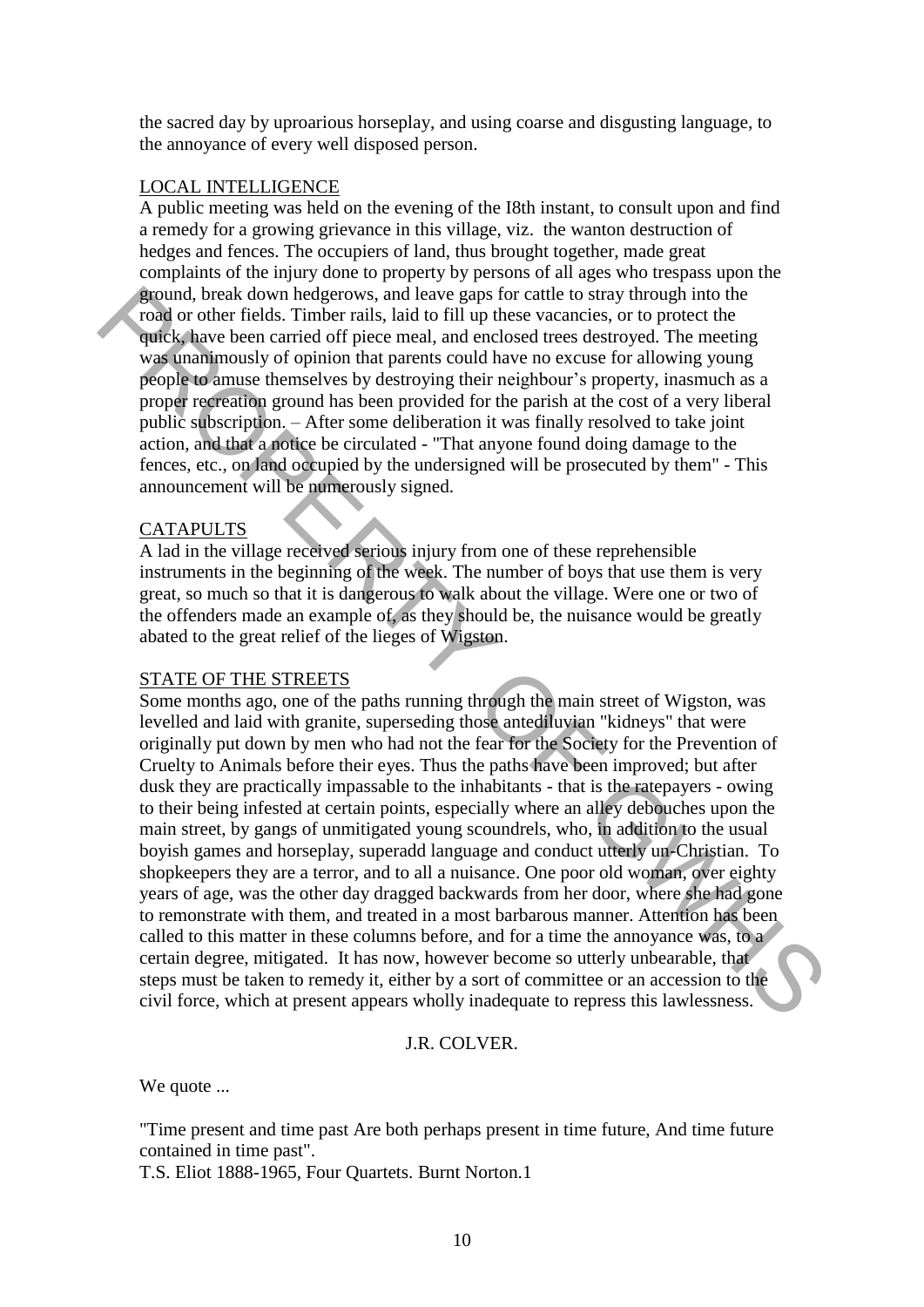the sacred day by uproarious horseplay, and using coarse and disgusting language, to the annoyance of every well disposed person.

LOCAL INTELLIGENCE

A public meeting was held on the evening of the I8th instant, to consult upon and find a remedy for a growing grievance in this village, viz. the wanton destruction of hedges and fences. The occupiers of land, thus brought together, made great complaints of the injury done to property by persons of all ages who trespass upon the ground, break down hedgerows, and leave gaps for cattle to stray through into the road or other fields. Timber rails, laid to fill up these vacancies, or to protect the quick, have been carried off piece meal, and enclosed trees destroyed. The meeting was unanimously of opinion that parents could have no excuse for allowing young people to amuse themselves by destroying their neighbour's property, inasmuch as a proper recreation ground has been provided for the parish at the cost of a very liberal public subscription. – After some deliberation it was finally resolved to take joint action, and that a notice be circulated - "That anyone found doing damage to the fences, etc., on land occupied by the undersigned will be prosecuted by them" - This announcement will be numerously signed.

CATAPULTS

A lad in the village received serious injury from one of these reprehensible instruments in the beginning of the week. The number of boys that use them is very great, so much so that it is dangerous to walk about the village. Were one or two of the offenders made an example of, as they should be, the nuisance would be greatly abated to the great relief of the lieges of Wigston.

STATE OF THE STREETS

Some months ago, one of the paths running through the main street of Wigston, was levelled and laid with granite, superseding those antediluvian "kidneys" that were originally put down by men who had not the fear for the Society for the Prevention of Cruelty to Animals before their eyes. Thus the paths have been improved; but after dusk they are practically impassable to the inhabitants - that is the ratepayers - owing to their being infested at certain points, especially where an alley debouches upon the main street, by gangs of unmitigated young scoundrels, who, in addition to the usual boyish games and horseplay, superadd language and conduct utterly un-Christian. To shopkeepers they are a terror, and to all a nuisance. One poor old woman, over eighty years of age, was the other day dragged backwards from her door, where she had gone to remonstrate with them, and treated in a most barbarous manner. Attention has been called to this matter in these columns before, and for a time the annoyance was, to a certain degree, mitigated. It has now, however become so utterly unbearable, that steps must be taken to remedy it, either by a sort of committee or an accession to the civil force, which at present appears wholly inadequate to repress this lawlessness.

J.R. COLVER.

We quote ...

"Time present and time past Are both perhaps present in time future, And time future contained in time past".
T.S. Eliot 1888-1965, Four Quartets. Burnt Norton.1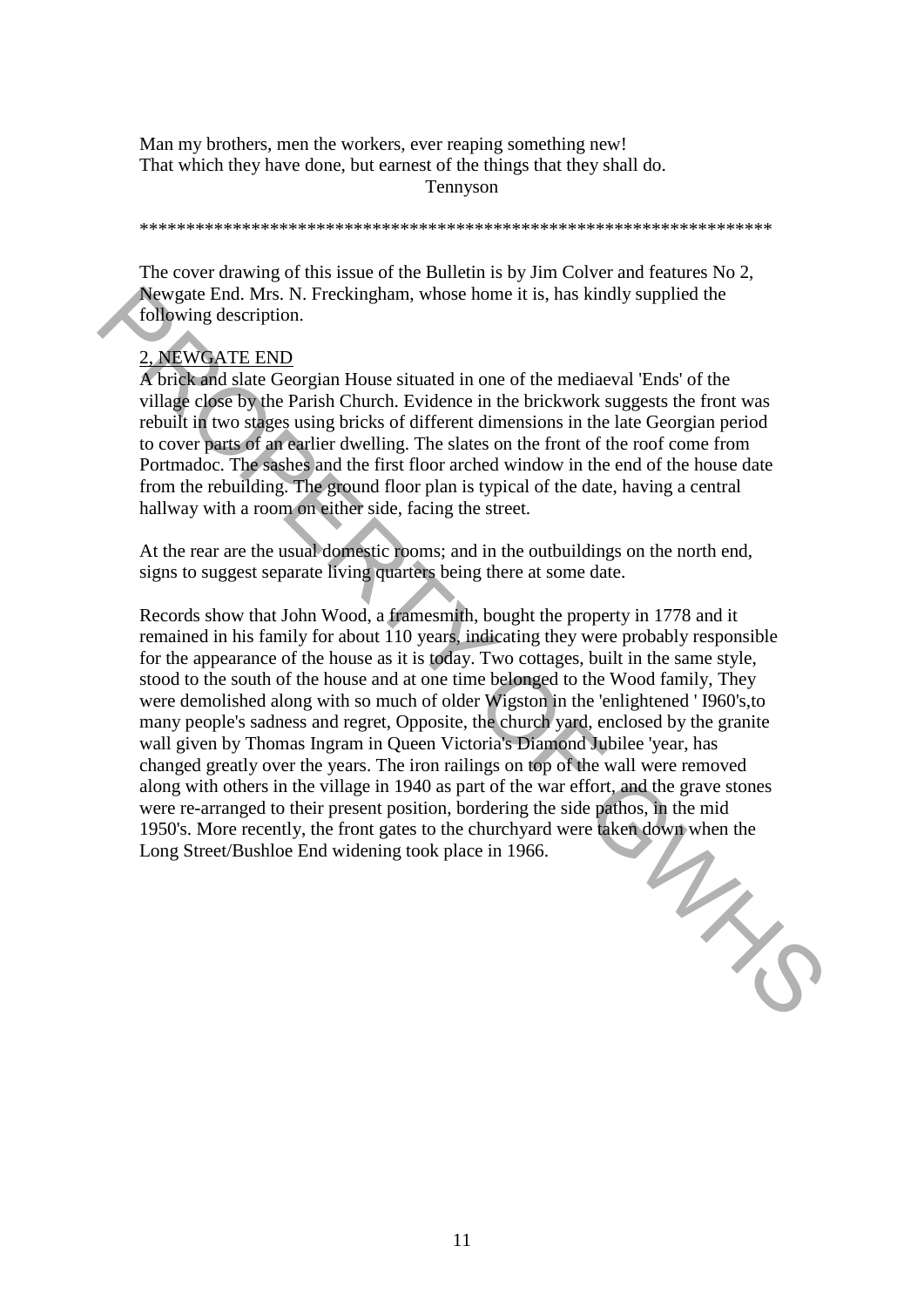Man my brothers, men the workers, ever reaping something new!
That which they have done, but earnest of the things that they shall do.

Tennyson

\*\*\*\*\*\*\*\*\*\*\*\*\*\*\*\*\*\*\*\*\*\*\*\*\*\*\*\*\*\*\*\*\*\*\*\*\*\*\*\*\*\*\*\*\*\*\*\*\*\*\*\*\*\*\*\*\*\*\*\*\*\*\*\*\*\*\*\*\*

The cover drawing of this issue of the Bulletin is by Jim Colver and features No 2, Newgate End. Mrs. N. Freckingham, whose home it is, has kindly supplied the following description.

2, NEWGATE END

A brick and slate Georgian House situated in one of the mediaeval 'Ends' of the village close by the Parish Church. Evidence in the brickwork suggests the front was rebuilt in two stages using bricks of different dimensions in the late Georgian period to cover parts of an earlier dwelling. The slates on the front of the roof come from Portmadoc. The sashes and the first floor arched window in the end of the house date from the rebuilding. The ground floor plan is typical of the date, having a central hallway with a room on either side, facing the street.

At the rear are the usual domestic rooms; and in the outbuildings on the north end, signs to suggest separate living quarters being there at some date.

Records show that John Wood, a framesmith, bought the property in 1778 and it remained in his family for about 110 years, indicating they were probably responsible for the appearance of the house as it is today. Two cottages, built in the same style, stood to the south of the house and at one time belonged to the Wood family, They were demolished along with so much of older Wigston in the 'enlightened ' I960's,to many people's sadness and regret, Opposite, the church yard, enclosed by the granite wall given by Thomas Ingram in Queen Victoria's Diamond Jubilee 'year, has changed greatly over the years. The iron railings on top of the wall were removed along with others in the village in 1940 as part of the war effort, and the grave stones were re-arranged to their present position, bordering the side pathos, in the mid 1950's. More recently, the front gates to the churchyard were taken down when the Long Street/Bushloe End widening took place in 1966.